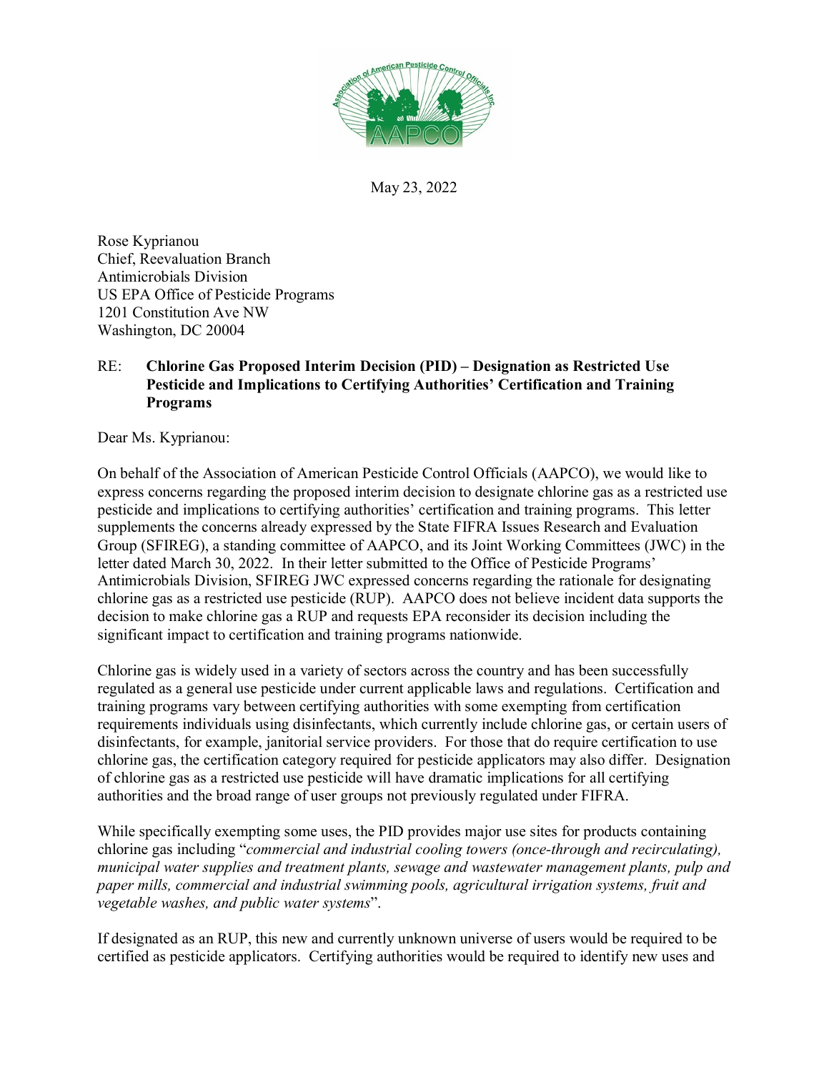May 23, 2022

Rose Kyprianou
Chief, Reevaluation Branch
Antimicrobials Division
US EPA Office of Pesticide Programs
1201 Constitution Ave NW
Washington, DC 20004

RE: **Chlorine Gas Proposed Interim Decision (PID) – Designation as Restricted Use Pesticide and Implications to Certifying Authorities' Certification and Training Programs**

Dear Ms. Kyprianou:

On behalf of the Association of American Pesticide Control Officials (AAPCO), we would like to express concerns regarding the proposed interim decision to designate chlorine gas as a restricted use pesticide and implications to certifying authorities' certification and training programs. This letter supplements the concerns already expressed by the State FIFRA Issues Research and Evaluation Group (SFIREG), a standing committee of AAPCO, and its Joint Working Committees (JWC) in the letter dated March 30, 2022. In their letter submitted to the Office of Pesticide Programs' Antimicrobials Division, SFIREG JWC expressed concerns regarding the rationale for designating chlorine gas as a restricted use pesticide (RUP). AAPCO does not believe incident data supports the decision to make chlorine gas a RUP and requests EPA reconsider its decision including the significant impact to certification and training programs nationwide.

Chlorine gas is widely used in a variety of sectors across the country and has been successfully regulated as a general use pesticide under current applicable laws and regulations. Certification and training programs vary between certifying authorities with some exempting from certification requirements individuals using disinfectants, which currently include chlorine gas, or certain users of disinfectants, for example, janitorial service providers. For those that do require certification to use chlorine gas, the certification category required for pesticide applicators may also differ. Designation of chlorine gas as a restricted use pesticide will have dramatic implications for all certifying authorities and the broad range of user groups not previously regulated under FIFRA.

While specifically exempting some uses, the PID provides major use sites for products containing chlorine gas including "*commercial and industrial cooling towers (once-through and recirculating), municipal water supplies and treatment plants, sewage and wastewater management plants, pulp and paper mills, commercial and industrial swimming pools, agricultural irrigation systems, fruit and vegetable washes, and public water systems*".

If designated as an RUP, this new and currently unknown universe of users would be required to be certified as pesticide applicators. Certifying authorities would be required to identify new uses and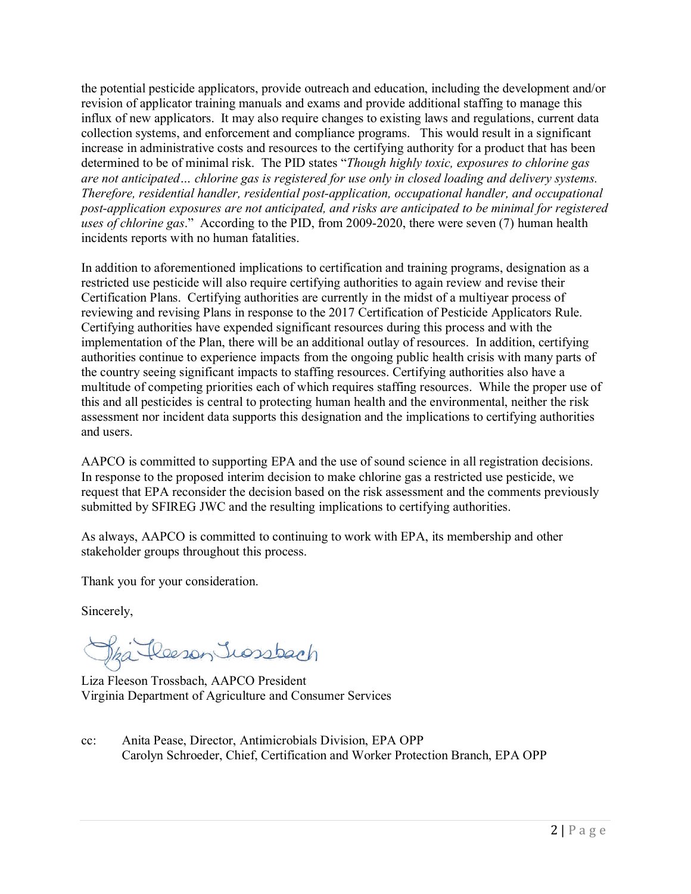the potential pesticide applicators, provide outreach and education, including the development and/or revision of applicator training manuals and exams and provide additional staffing to manage this influx of new applicators. It may also require changes to existing laws and regulations, current data collection systems, and enforcement and compliance programs. This would result in a significant increase in administrative costs and resources to the certifying authority for a product that has been determined to be of minimal risk. The PID states "*Though highly toxic, exposures to chlorine gas are not anticipated… chlorine gas is registered for use only in closed loading and delivery systems. Therefore, residential handler, residential post-application, occupational handler, and occupational post-application exposures are not anticipated, and risks are anticipated to be minimal for registered uses of chlorine gas*." According to the PID, from 2009-2020, there were seven (7) human health incidents reports with no human fatalities.

In addition to aforementioned implications to certification and training programs, designation as a restricted use pesticide will also require certifying authorities to again review and revise their Certification Plans. Certifying authorities are currently in the midst of a multiyear process of reviewing and revising Plans in response to the 2017 Certification of Pesticide Applicators Rule. Certifying authorities have expended significant resources during this process and with the implementation of the Plan, there will be an additional outlay of resources. In addition, certifying authorities continue to experience impacts from the ongoing public health crisis with many parts of the country seeing significant impacts to staffing resources. Certifying authorities also have a multitude of competing priorities each of which requires staffing resources. While the proper use of this and all pesticides is central to protecting human health and the environmental, neither the risk assessment nor incident data supports this designation and the implications to certifying authorities and users.

AAPCO is committed to supporting EPA and the use of sound science in all registration decisions. In response to the proposed interim decision to make chlorine gas a restricted use pesticide, we request that EPA reconsider the decision based on the risk assessment and the comments previously submitted by SFIREG JWC and the resulting implications to certifying authorities.

As always, AAPCO is committed to continuing to work with EPA, its membership and other stakeholder groups throughout this process.

Thank you for your consideration.

Sincerely,

Liza Fleeson Trossbach

Liza Fleeson Trossbach, AAPCO President
Virginia Department of Agriculture and Consumer Services

cc: Anita Pease, Director, Antimicrobials Division, EPA OPP
Carolyn Schroeder, Chief, Certification and Worker Protection Branch, EPA OPP